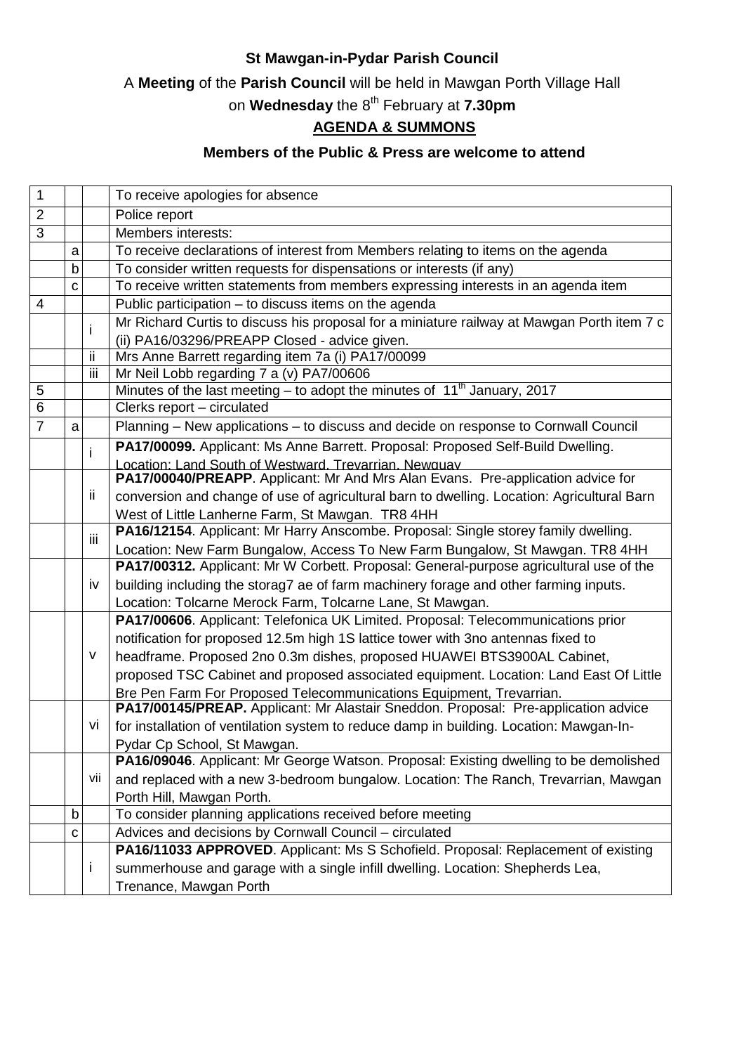**St Mawgan-in-Pydar Parish Council**

A **Meeting** of the **Parish Council** will be held in Mawgan Porth Village Hall

on **Wednesday** the 8th February at **7.30pm**

**AGENDA & SUMMONS**

**Members of the Public & Press are welcome to attend**

| | | | |
|---|---|---|---|
| 1 | | | To receive apologies for absence |
| 2 | | | Police report |
| 3 | | | Members interests: |
| | a | | To receive declarations of interest from Members relating to items on the agenda |
| | b | | To consider written requests for dispensations or interests (if any) |
| | c | | To receive written statements from members expressing interests in an agenda item |
| 4 | | | Public participation – to discuss items on the agenda |
| | | i | Mr Richard Curtis to discuss his proposal for a miniature railway at Mawgan Porth item 7 c (ii) PA16/03296/PREAPP Closed - advice given. |
| | | ii | Mrs Anne Barrett regarding item 7a (i) PA17/00099 |
| | | iii | Mr Neil Lobb regarding 7 a (v) PA7/00606 |
| 5 | | | Minutes of the last meeting – to adopt the minutes of 11th January, 2017 |
| 6 | | | Clerks report – circulated |
| 7 | a | | Planning – New applications – to discuss and decide on response to Cornwall Council |
| | | i | **PA17/00099.** Applicant: Ms Anne Barrett. Proposal: Proposed Self-Build Dwelling. Location: Land South of Westward, Trevarrian, Newquay |
| | | ii | **PA17/00040/PREAPP**. Applicant: Mr And Mrs Alan Evans. Pre-application advice for conversion and change of use of agricultural barn to dwelling. Location: Agricultural Barn West of Little Lanherne Farm, St Mawgan. TR8 4HH |
| | | iii | **PA16/12154**. Applicant: Mr Harry Anscombe. Proposal: Single storey family dwelling. Location: New Farm Bungalow, Access To New Farm Bungalow, St Mawgan. TR8 4HH |
| | | iv | **PA17/00312.** Applicant: Mr W Corbett. Proposal: General-purpose agricultural use of the building including the storag7 ae of farm machinery forage and other farming inputs. Location: Tolcarne Merock Farm, Tolcarne Lane, St Mawgan. |
| | | v | **PA17/00606**. Applicant: Telefonica UK Limited. Proposal: Telecommunications prior notification for proposed 12.5m high 1S lattice tower with 3no antennas fixed to headframe. Proposed 2no 0.3m dishes, proposed HUAWEI BTS3900AL Cabinet, proposed TSC Cabinet and proposed associated equipment. Location: Land East Of Little Bre Pen Farm For Proposed Telecommunications Equipment, Trevarrian. |
| | | vi | **PA17/00145/PREAP.** Applicant: Mr Alastair Sneddon. Proposal: Pre-application advice for installation of ventilation system to reduce damp in building. Location: Mawgan-In-Pydar Cp School, St Mawgan. |
| | | vii | **PA16/09046**. Applicant: Mr George Watson. Proposal: Existing dwelling to be demolished and replaced with a new 3-bedroom bungalow. Location: The Ranch, Trevarrian, Mawgan Porth Hill, Mawgan Porth. |
| | b | | To consider planning applications received before meeting |
| | c | | Advices and decisions by Cornwall Council – circulated |
| | | i | **PA16/11033 APPROVED**. Applicant: Ms S Schofield. Proposal: Replacement of existing summerhouse and garage with a single infill dwelling. Location: Shepherds Lea, Trenance, Mawgan Porth |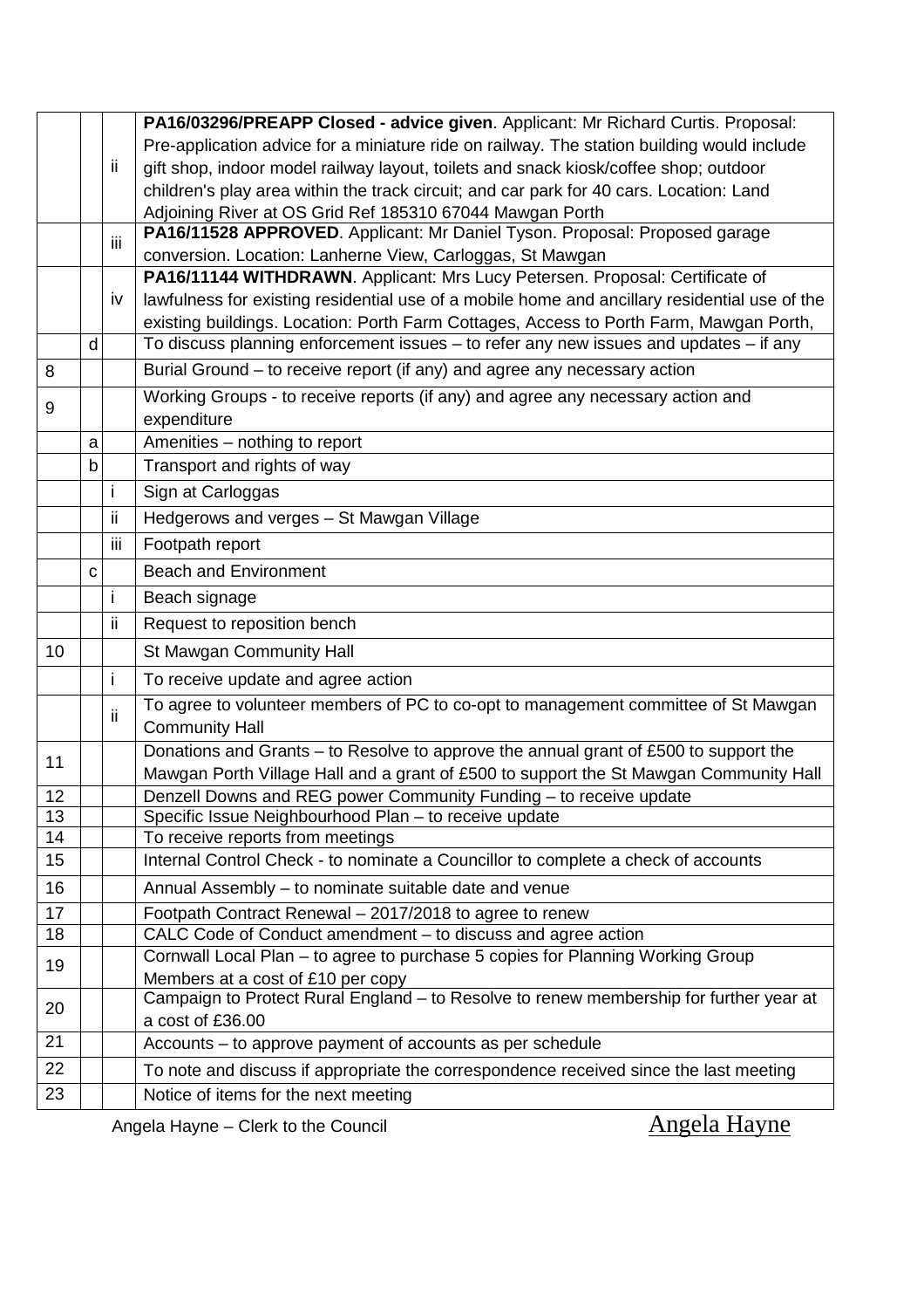| | | | |
|---|---|---|---|
| | | ii | **PA16/03296/PREAPP Closed - advice given**. Applicant: Mr Richard Curtis. Proposal: Pre-application advice for a miniature ride on railway. The station building would include gift shop, indoor model railway layout, toilets and snack kiosk/coffee shop; outdoor children's play area within the track circuit; and car park for 40 cars. Location: Land Adjoining River at OS Grid Ref 185310 67044 Mawgan Porth |
| | | iii | **PA16/11528 APPROVED**. Applicant: Mr Daniel Tyson. Proposal: Proposed garage conversion. Location: Lanherne View, Carloggas, St Mawgan |
| | | iv | **PA16/11144 WITHDRAWN**. Applicant: Mrs Lucy Petersen. Proposal: Certificate of lawfulness for existing residential use of a mobile home and ancillary residential use of the existing buildings. Location: Porth Farm Cottages, Access to Porth Farm, Mawgan Porth, |
| | d | | To discuss planning enforcement issues – to refer any new issues and updates – if any |
| 8 | | | Burial Ground – to receive report (if any) and agree any necessary action |
| 9 | | | Working Groups - to receive reports (if any) and agree any necessary action and expenditure |
| | a | | Amenities – nothing to report |
| | b | | Transport and rights of way |
| | | i | Sign at Carloggas |
| | | ii | Hedgerows and verges – St Mawgan Village |
| | | iii | Footpath report |
| | c | | Beach and Environment |
| | | i | Beach signage |
| | | ii | Request to reposition bench |
| 10 | | | St Mawgan Community Hall |
| | | i | To receive update and agree action |
| | | ii | To agree to volunteer members of PC to co-opt to management committee of St Mawgan Community Hall |
| 11 | | | Donations and Grants – to Resolve to approve the annual grant of £500 to support the Mawgan Porth Village Hall and a grant of £500 to support the St Mawgan Community Hall |
| 12 | | | Denzell Downs and REG power Community Funding – to receive update |
| 13 | | | Specific Issue Neighbourhood Plan – to receive update |
| 14 | | | To receive reports from meetings |
| 15 | | | Internal Control Check - to nominate a Councillor to complete a check of accounts |
| 16 | | | Annual Assembly – to nominate suitable date and venue |
| 17 | | | Footpath Contract Renewal – 2017/2018 to agree to renew |
| 18 | | | CALC Code of Conduct amendment – to discuss and agree action |
| 19 | | | Cornwall Local Plan – to agree to purchase 5 copies for Planning Working Group Members at a cost of £10 per copy |
| 20 | | | Campaign to Protect Rural England – to Resolve to renew membership for further year at a cost of £36.00 |
| 21 | | | Accounts – to approve payment of accounts as per schedule |
| 22 | | | To note and discuss if appropriate the correspondence received since the last meeting |
| 23 | | | Notice of items for the next meeting |

Angela Hayne – Clerk to the Council Angela Hayne